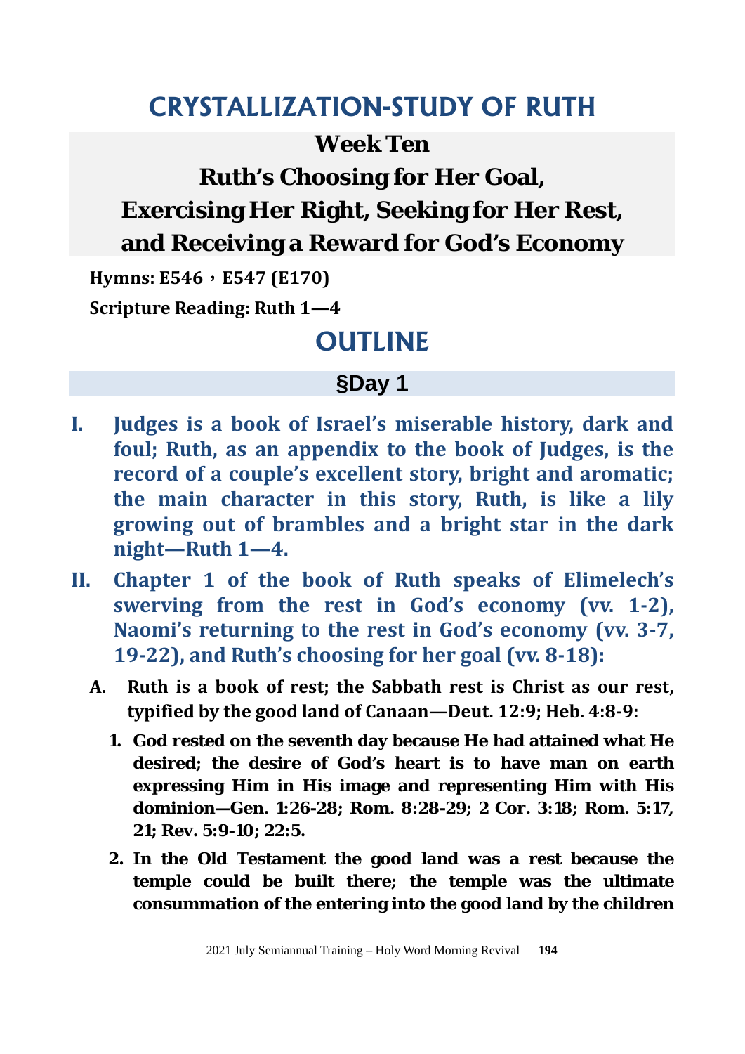# CRYSTALLIZATION-STUDY OF RUTH

## Week Ten

## Ruth's Choosing for Her Goal, Exercising Her Right, Seeking for Her Rest, and Receiving a Reward for God's Economy

**Hymns: E546，E547 (E170)**

**Scripture Reading: Ruth 1—4**

## OUTLINE

### §Day 1

**I. Judges is a book of Israel's miserable history, dark and foul; Ruth, as an appendix to the book of Judges, is the record of a couple's excellent story, bright and aromatic; the main character in this story, Ruth, is like a lily growing out of brambles and a bright star in the dark night—Ruth 1—4.**

**II. Chapter 1 of the book of Ruth speaks of Elimelech's swerving from the rest in God's economy (vv. 1-2), Naomi's returning to the rest in God's economy (vv. 3-7, 19-22), and Ruth's choosing for her goal (vv. 8-18):**

**A. Ruth is a book of rest; the Sabbath rest is Christ as our rest, typified by the good land of Canaan—Deut. 12:9; Heb. 4:8-9:**

**1. God rested on the seventh day because He had attained what He desired; the desire of God's heart is to have man on earth expressing Him in His image and representing Him with His dominion—Gen. 1:26-28; Rom. 8:28-29; 2 Cor. 3:18; Rom. 5:17, 21; Rev. 5:9-10; 22:5.**

**2. In the Old Testament the good land was a rest because the temple could be built there; the temple was the ultimate consummation of the entering into the good land by the children**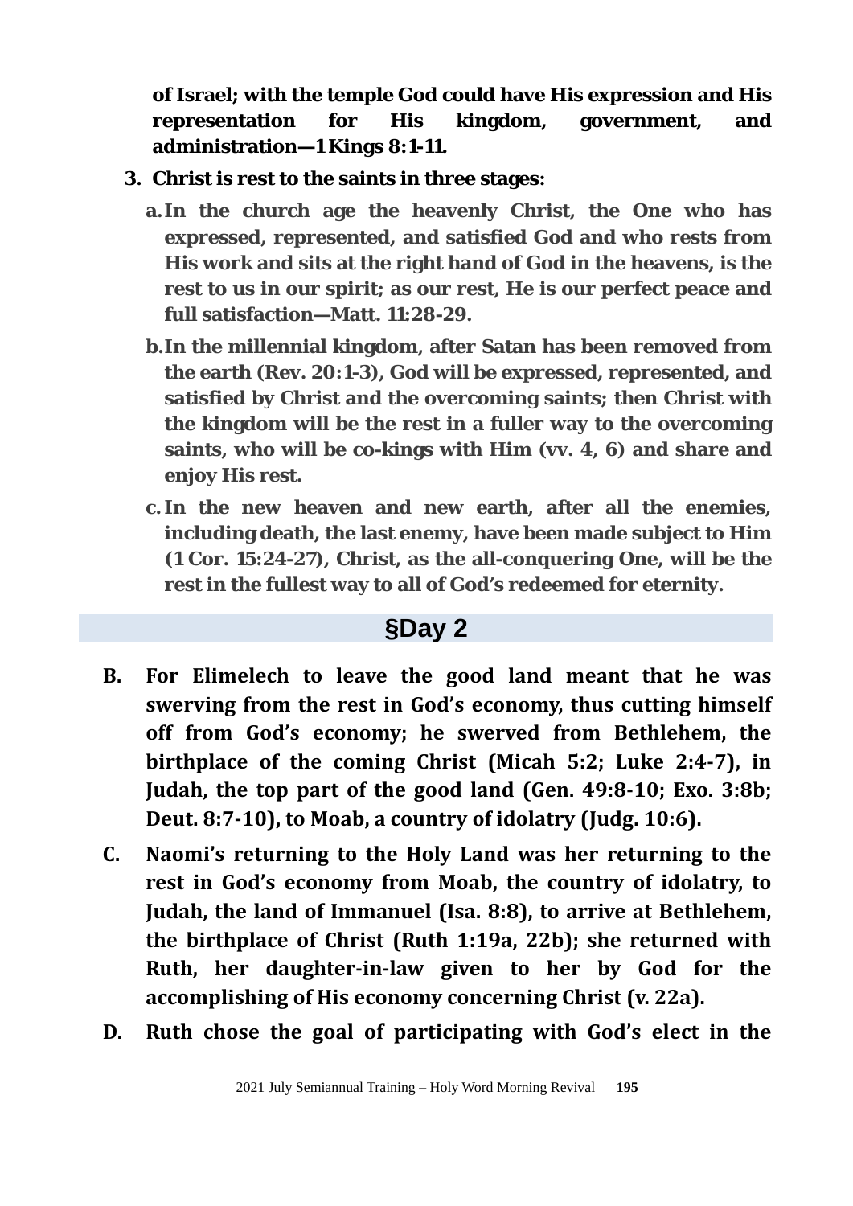**of Israel; with the temple God could have His expression and His representation for His kingdom, government, and administration—1 Kings 8:1-11.**

3. **Christ is rest to the saints in three stages:**
   a. **In the church age the heavenly Christ, the One who has expressed, represented, and satisfied God and who rests from His work and sits at the right hand of God in the heavens, is the rest to us in our spirit; as our rest, He is our perfect peace and full satisfaction—Matt. 11:28-29.**
   b. **In the millennial kingdom, after Satan has been removed from the earth (Rev. 20:1-3), God will be expressed, represented, and satisfied by Christ and the overcoming saints; then Christ with the kingdom will be the rest in a fuller way to the overcoming saints, who will be co-kings with Him (vv. 4, 6) and share and enjoy His rest.**
   c. **In the new heaven and new earth, after all the enemies, including death, the last enemy, have been made subject to Him (1 Cor. 15:24-27), Christ, as the all-conquering One, will be the rest in the fullest way to all of God's redeemed for eternity.**

## §Day 2

B. **For Elimelech to leave the good land meant that he was swerving from the rest in God's economy, thus cutting himself off from God's economy; he swerved from Bethlehem, the birthplace of the coming Christ (Micah 5:2; Luke 2:4-7), in Judah, the top part of the good land (Gen. 49:8-10; Exo. 3:8b; Deut. 8:7-10), to Moab, a country of idolatry (Judg. 10:6).**

C. **Naomi's returning to the Holy Land was her returning to the rest in God's economy from Moab, the country of idolatry, to Judah, the land of Immanuel (Isa. 8:8), to arrive at Bethlehem, the birthplace of Christ (Ruth 1:19a, 22b); she returned with Ruth, her daughter-in-law given to her by God for the accomplishing of His economy concerning Christ (v. 22a).**

D. **Ruth chose the goal of participating with God's elect in the**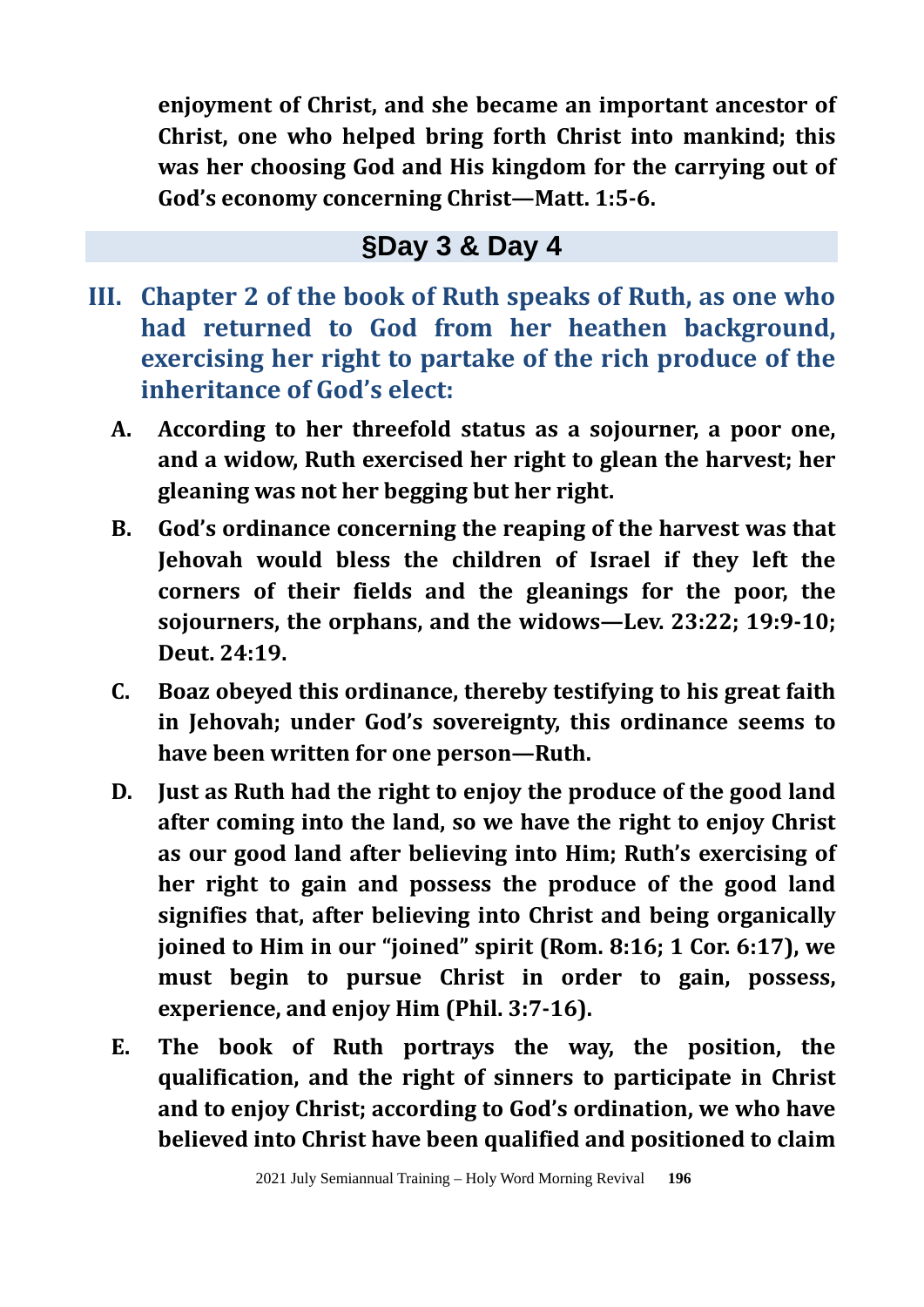**enjoyment of Christ, and she became an important ancestor of Christ, one who helped bring forth Christ into mankind; this was her choosing God and His kingdom for the carrying out of God's economy concerning Christ—Matt. 1:5-6.**

## §Day 3 & Day 4

**III. Chapter 2 of the book of Ruth speaks of Ruth, as one who had returned to God from her heathen background, exercising her right to partake of the rich produce of the inheritance of God's elect:**

**A. According to her threefold status as a sojourner, a poor one, and a widow, Ruth exercised her right to glean the harvest; her gleaning was not her begging but her right.**

**B. God's ordinance concerning the reaping of the harvest was that Jehovah would bless the children of Israel if they left the corners of their fields and the gleanings for the poor, the sojourners, the orphans, and the widows—Lev. 23:22; 19:9-10; Deut. 24:19.**

**C. Boaz obeyed this ordinance, thereby testifying to his great faith in Jehovah; under God's sovereignty, this ordinance seems to have been written for one person—Ruth.**

**D. Just as Ruth had the right to enjoy the produce of the good land after coming into the land, so we have the right to enjoy Christ as our good land after believing into Him; Ruth's exercising of her right to gain and possess the produce of the good land signifies that, after believing into Christ and being organically joined to Him in our "joined" spirit (Rom. 8:16; 1 Cor. 6:17), we must begin to pursue Christ in order to gain, possess, experience, and enjoy Him (Phil. 3:7-16).**

**E. The book of Ruth portrays the way, the position, the qualification, and the right of sinners to participate in Christ and to enjoy Christ; according to God's ordination, we who have believed into Christ have been qualified and positioned to claim**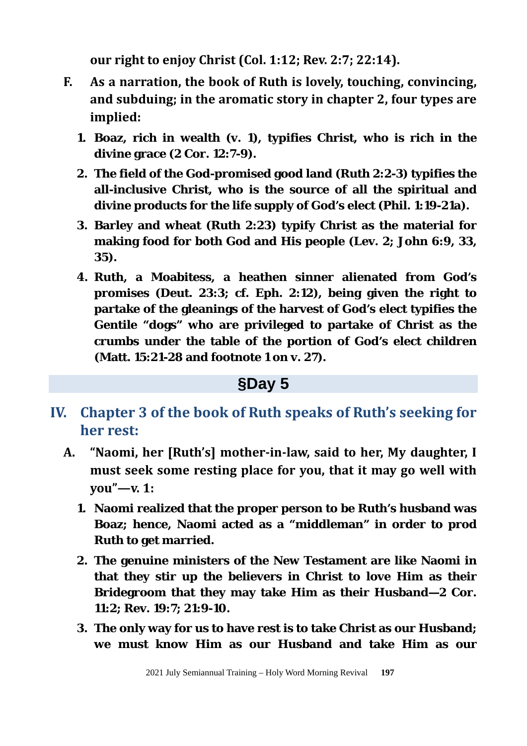**our right to enjoy Christ (Col. 1:12; Rev. 2:7; 22:14).**

F. **As a narration, the book of Ruth is lovely, touching, convincing, and subduing; in the aromatic story in chapter 2, four types are implied:**

1. **Boaz, rich in wealth (v. 1), typifies Christ, who is rich in the divine grace (2 Cor. 12:7-9).**
2. **The field of the God-promised good land (Ruth 2:2-3) typifies the all-inclusive Christ, who is the source of all the spiritual and divine products for the life supply of God's elect (Phil. 1:19-21a).**
3. **Barley and wheat (Ruth 2:23) typify Christ as the material for making food for both God and His people (Lev. 2; John 6:9, 33, 35).**
4. **Ruth, a Moabitess, a heathen sinner alienated from God's promises (Deut. 23:3; cf. Eph. 2:12), being given the right to partake of the gleanings of the harvest of God's elect typifies the Gentile "dogs" who are privileged to partake of Christ as the crumbs under the table of the portion of God's elect children (Matt. 15:21-28 and footnote 1 on v. 27).**

## §Day 5

## IV. Chapter 3 of the book of Ruth speaks of Ruth's seeking for her rest:

A. **"Naomi, her [Ruth's] mother-in-law, said to her, My daughter, I must seek some resting place for you, that it may go well with you"—v. 1:**

1. **Naomi realized that the proper person to be Ruth's husband was Boaz; hence, Naomi acted as a "middleman" in order to prod Ruth to get married.**
2. **The genuine ministers of the New Testament are like Naomi in that they stir up the believers in Christ to love Him as their Bridegroom that they may take Him as their Husband—2 Cor. 11:2; Rev. 19:7; 21:9-10.**
3. **The only way for us to have rest is to take Christ as our Husband; we must know Him as our Husband and take Him as our**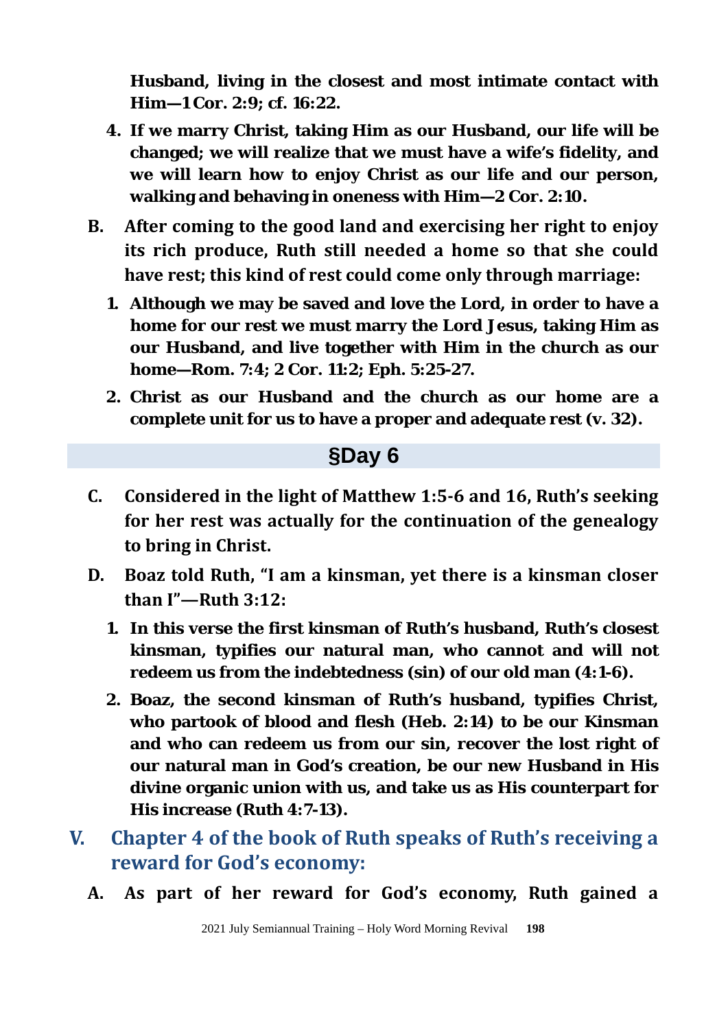**Husband, living in the closest and most intimate contact with Him—1 Cor. 2:9; cf. 16:22.**

4. **If we marry Christ, taking Him as our Husband, our life will be changed; we will realize that we must have a wife's fidelity, and we will learn how to enjoy Christ as our life and our person, walking and behaving in oneness with Him—2 Cor. 2:10.**

B. **After coming to the good land and exercising her right to enjoy its rich produce, Ruth still needed a home so that she could have rest; this kind of rest could come only through marriage:**

   1. **Although we may be saved and love the Lord, in order to have a home for our rest we must marry the Lord Jesus, taking Him as our Husband, and live together with Him in the church as our home—Rom. 7:4; 2 Cor. 11:2; Eph. 5:25-27.**
   2. **Christ as our Husband and the church as our home are a complete unit for us to have a proper and adequate rest (v. 32).**

## §Day 6

C. **Considered in the light of Matthew 1:5-6 and 16, Ruth's seeking for her rest was actually for the continuation of the genealogy to bring in Christ.**

D. **Boaz told Ruth, "I am a kinsman, yet there is a kinsman closer than I"—Ruth 3:12:**

   1. **In this verse the first kinsman of Ruth's husband, Ruth's closest kinsman, typifies our natural man, who cannot and will not redeem us from the indebtedness (sin) of our old man (4:1-6).**
   2. **Boaz, the second kinsman of Ruth's husband, typifies Christ, who partook of blood and flesh (Heb. 2:14) to be our Kinsman and who can redeem us from our sin, recover the lost right of our natural man in God's creation, be our new Husband in His divine organic union with us, and take us as His counterpart for His increase (Ruth 4:7-13).**

## V. Chapter 4 of the book of Ruth speaks of Ruth's receiving a reward for God's economy:

A. **As part of her reward for God's economy, Ruth gained a**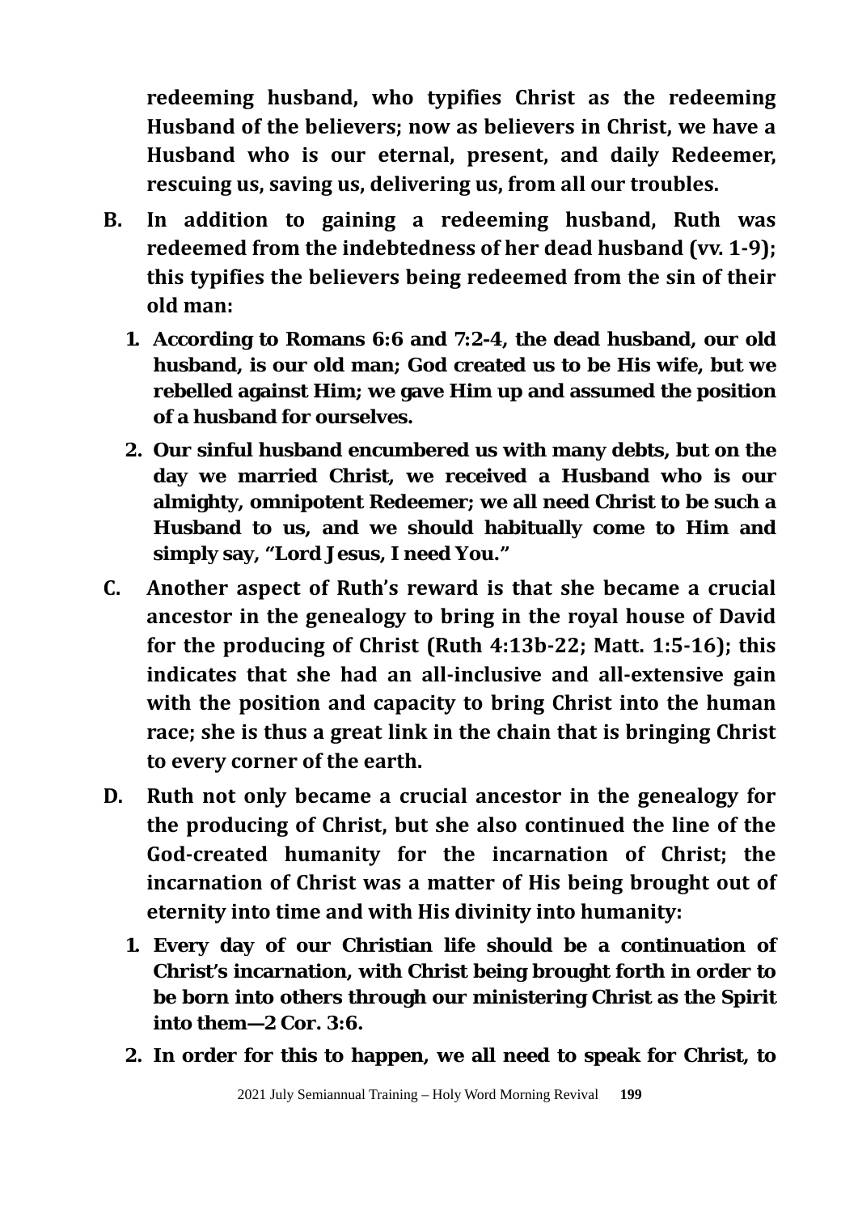**redeeming husband, who typifies Christ as the redeeming Husband of the believers; now as believers in Christ, we have a Husband who is our eternal, present, and daily Redeemer, rescuing us, saving us, delivering us, from all our troubles.**

**B. In addition to gaining a redeeming husband, Ruth was redeemed from the indebtedness of her dead husband (vv. 1-9); this typifies the believers being redeemed from the sin of their old man:**

1. **According to Romans 6:6 and 7:2-4, the dead husband, our old husband, is our old man; God created us to be His wife, but we rebelled against Him; we gave Him up and assumed the position of a husband for ourselves.**
2. **Our sinful husband encumbered us with many debts, but on the day we married Christ, we received a Husband who is our almighty, omnipotent Redeemer; we all need Christ to be such a Husband to us, and we should habitually come to Him and simply say, "Lord Jesus, I need You."**

**C. Another aspect of Ruth's reward is that she became a crucial ancestor in the genealogy to bring in the royal house of David for the producing of Christ (Ruth 4:13b-22; Matt. 1:5-16); this indicates that she had an all-inclusive and all-extensive gain with the position and capacity to bring Christ into the human race; she is thus a great link in the chain that is bringing Christ to every corner of the earth.**

**D. Ruth not only became a crucial ancestor in the genealogy for the producing of Christ, but she also continued the line of the God-created humanity for the incarnation of Christ; the incarnation of Christ was a matter of His being brought out of eternity into time and with His divinity into humanity:**

1. **Every day of our Christian life should be a continuation of Christ's incarnation, with Christ being brought forth in order to be born into others through our ministering Christ as the Spirit into them—2 Cor. 3:6.**
2. **In order for this to happen, we all need to speak for Christ, to**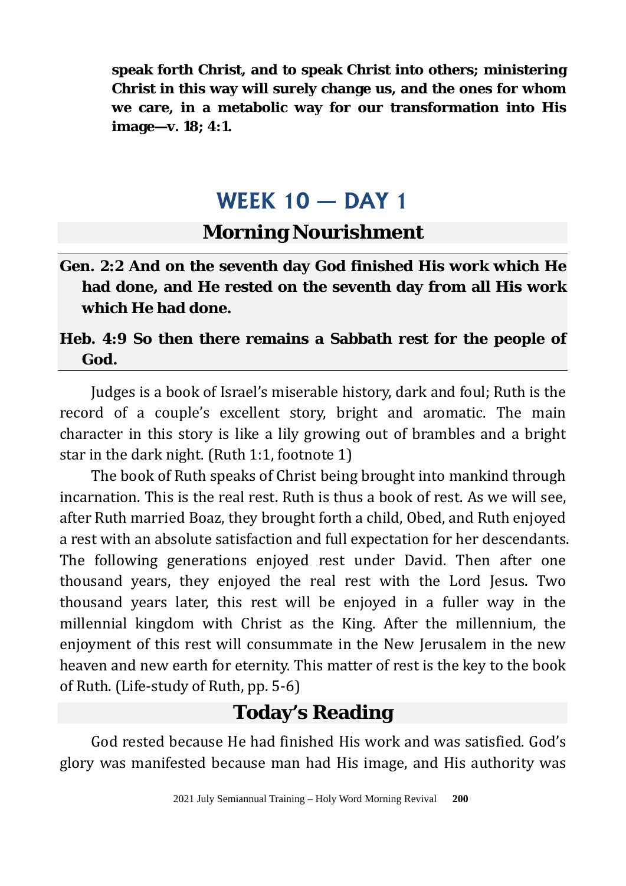**speak forth Christ, and to speak Christ into others; ministering Christ in this way will surely change us, and the ones for whom we care, in a metabolic way for our transformation into His image—v. 18; 4:1.**

# WEEK 10 — DAY 1

## Morning Nourishment

**Gen. 2:2 And on the seventh day God finished His work which He had done, and He rested on the seventh day from all His work which He had done.**

**Heb. 4:9 So then there remains a Sabbath rest for the people of God.**

Judges is a book of Israel's miserable history, dark and foul; Ruth is the record of a couple's excellent story, bright and aromatic. The main character in this story is like a lily growing out of brambles and a bright star in the dark night. (Ruth 1:1, footnote 1)

The book of Ruth speaks of Christ being brought into mankind through incarnation. This is the real rest. Ruth is thus a book of rest. As we will see, after Ruth married Boaz, they brought forth a child, Obed, and Ruth enjoyed a rest with an absolute satisfaction and full expectation for her descendants. The following generations enjoyed rest under David. Then after one thousand years, they enjoyed the real rest with the Lord Jesus. Two thousand years later, this rest will be enjoyed in a fuller way in the millennial kingdom with Christ as the King. After the millennium, the enjoyment of this rest will consummate in the New Jerusalem in the new heaven and new earth for eternity. This matter of rest is the key to the book of Ruth. (Life-study of Ruth, pp. 5-6)

## Today's Reading

God rested because He had finished His work and was satisfied. God's glory was manifested because man had His image, and His authority was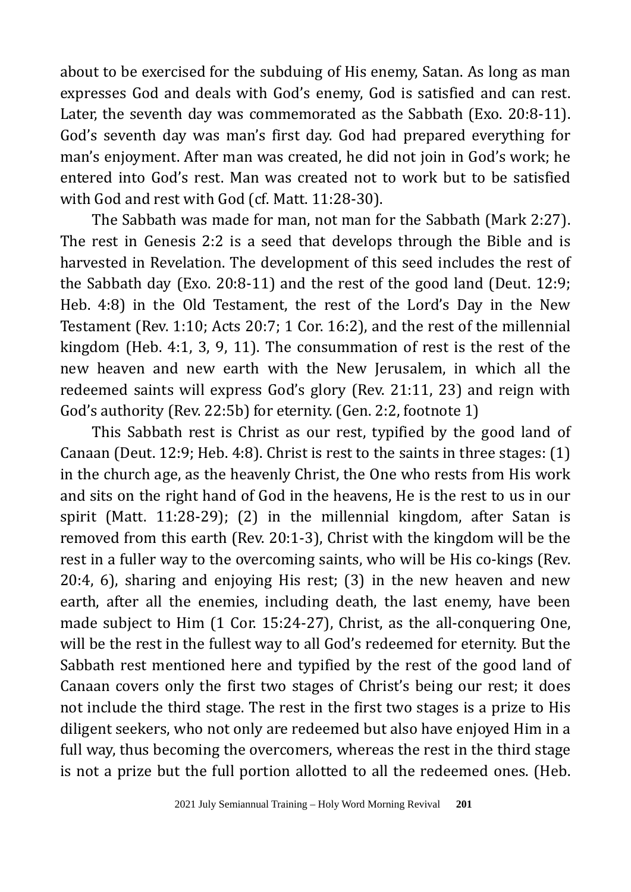about to be exercised for the subduing of His enemy, Satan. As long as man expresses God and deals with God's enemy, God is satisfied and can rest. Later, the seventh day was commemorated as the Sabbath (Exo. 20:8-11). God's seventh day was man's first day. God had prepared everything for man's enjoyment. After man was created, he did not join in God's work; he entered into God's rest. Man was created not to work but to be satisfied with God and rest with God (cf. Matt. 11:28-30).

The Sabbath was made for man, not man for the Sabbath (Mark 2:27). The rest in Genesis 2:2 is a seed that develops through the Bible and is harvested in Revelation. The development of this seed includes the rest of the Sabbath day (Exo. 20:8-11) and the rest of the good land (Deut. 12:9; Heb. 4:8) in the Old Testament, the rest of the Lord's Day in the New Testament (Rev. 1:10; Acts 20:7; 1 Cor. 16:2), and the rest of the millennial kingdom (Heb. 4:1, 3, 9, 11). The consummation of rest is the rest of the new heaven and new earth with the New Jerusalem, in which all the redeemed saints will express God's glory (Rev. 21:11, 23) and reign with God's authority (Rev. 22:5b) for eternity. (Gen. 2:2, footnote 1)

This Sabbath rest is Christ as our rest, typified by the good land of Canaan (Deut. 12:9; Heb. 4:8). Christ is rest to the saints in three stages: (1) in the church age, as the heavenly Christ, the One who rests from His work and sits on the right hand of God in the heavens, He is the rest to us in our spirit (Matt. 11:28-29); (2) in the millennial kingdom, after Satan is removed from this earth (Rev. 20:1-3), Christ with the kingdom will be the rest in a fuller way to the overcoming saints, who will be His co-kings (Rev. 20:4, 6), sharing and enjoying His rest; (3) in the new heaven and new earth, after all the enemies, including death, the last enemy, have been made subject to Him (1 Cor. 15:24-27), Christ, as the all-conquering One, will be the rest in the fullest way to all God's redeemed for eternity. But the Sabbath rest mentioned here and typified by the rest of the good land of Canaan covers only the first two stages of Christ's being our rest; it does not include the third stage. The rest in the first two stages is a prize to His diligent seekers, who not only are redeemed but also have enjoyed Him in a full way, thus becoming the overcomers, whereas the rest in the third stage is not a prize but the full portion allotted to all the redeemed ones. (Heb.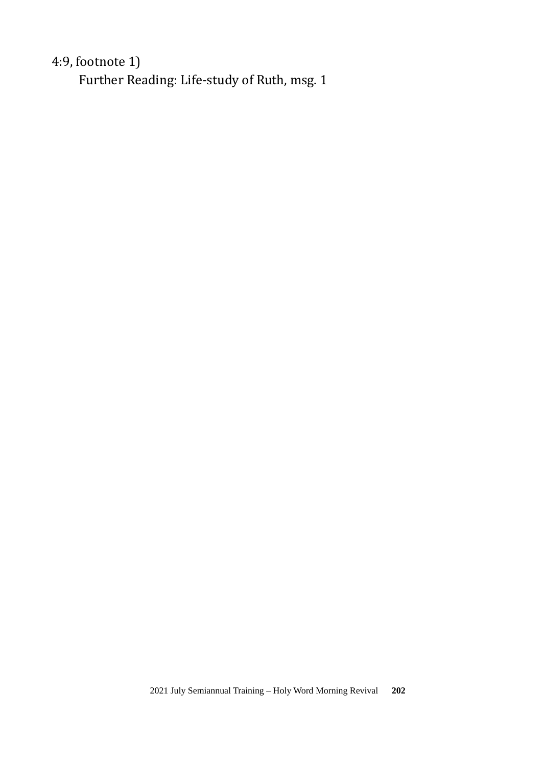4:9, footnote 1)

Further Reading: Life-study of Ruth, msg. 1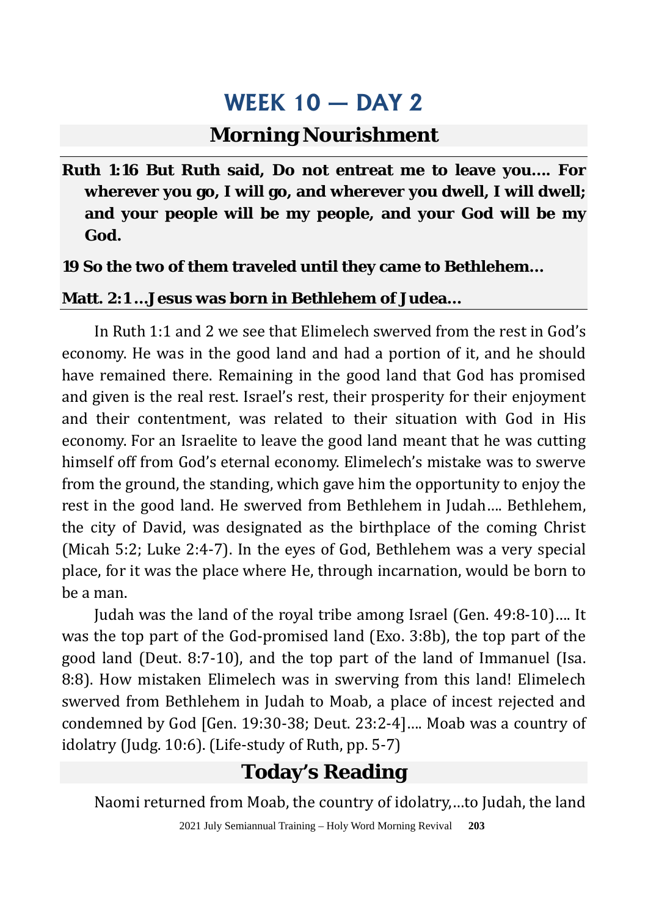# WEEK 10 — DAY 2

## Morning Nourishment

**Ruth 1:16 But Ruth said, Do not entreat me to leave you.... For wherever you go, I will go, and wherever you dwell, I will dwell; and your people will be my people, and your God will be my God.**

**19 So the two of them traveled until they came to Bethlehem...**

**Matt. 2:1 ...Jesus was born in Bethlehem of Judea...**

In Ruth 1:1 and 2 we see that Elimelech swerved from the rest in God's economy. He was in the good land and had a portion of it, and he should have remained there. Remaining in the good land that God has promised and given is the real rest. Israel's rest, their prosperity for their enjoyment and their contentment, was related to their situation with God in His economy. For an Israelite to leave the good land meant that he was cutting himself off from God's eternal economy. Elimelech's mistake was to swerve from the ground, the standing, which gave him the opportunity to enjoy the rest in the good land. He swerved from Bethlehem in Judah.... Bethlehem, the city of David, was designated as the birthplace of the coming Christ (Micah 5:2; Luke 2:4-7). In the eyes of God, Bethlehem was a very special place, for it was the place where He, through incarnation, would be born to be a man.

Judah was the land of the royal tribe among Israel (Gen. 49:8-10).... It was the top part of the God-promised land (Exo. 3:8b), the top part of the good land (Deut. 8:7-10), and the top part of the land of Immanuel (Isa. 8:8). How mistaken Elimelech was in swerving from this land! Elimelech swerved from Bethlehem in Judah to Moab, a place of incest rejected and condemned by God [Gen. 19:30-38; Deut. 23:2-4].... Moab was a country of idolatry (Judg. 10:6). (Life-study of Ruth, pp. 5-7)

## Today's Reading

Naomi returned from Moab, the country of idolatry,...to Judah, the land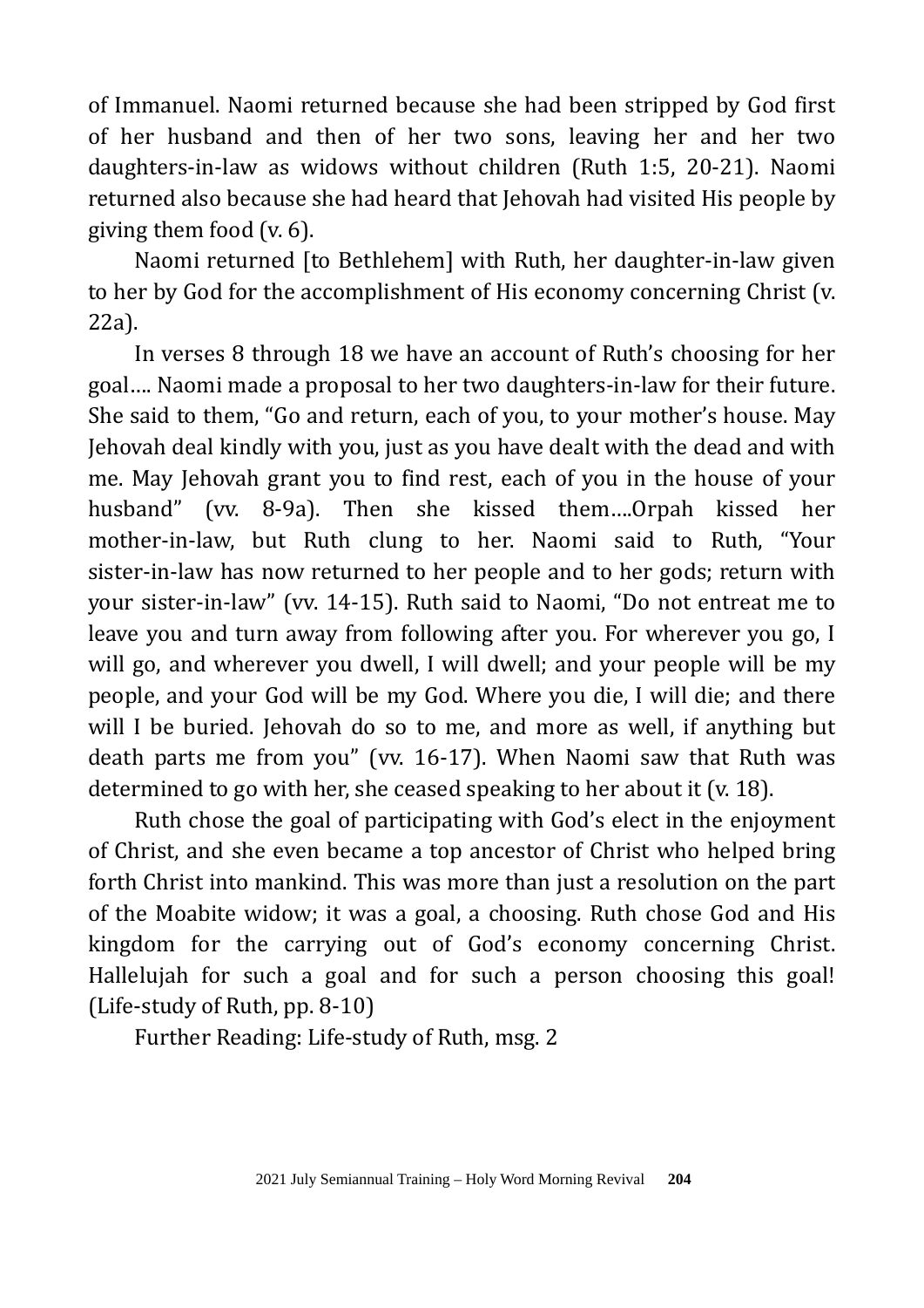of Immanuel. Naomi returned because she had been stripped by God first of her husband and then of her two sons, leaving her and her two daughters-in-law as widows without children (Ruth 1:5, 20-21). Naomi returned also because she had heard that Jehovah had visited His people by giving them food (v. 6).

Naomi returned [to Bethlehem] with Ruth, her daughter-in-law given to her by God for the accomplishment of His economy concerning Christ (v. 22a).

In verses 8 through 18 we have an account of Ruth's choosing for her goal…. Naomi made a proposal to her two daughters-in-law for their future. She said to them, "Go and return, each of you, to your mother's house. May Jehovah deal kindly with you, just as you have dealt with the dead and with me. May Jehovah grant you to find rest, each of you in the house of your husband" (vv. 8-9a). Then she kissed them….Orpah kissed her mother-in-law, but Ruth clung to her. Naomi said to Ruth, "Your sister-in-law has now returned to her people and to her gods; return with your sister-in-law" (vv. 14-15). Ruth said to Naomi, "Do not entreat me to leave you and turn away from following after you. For wherever you go, I will go, and wherever you dwell, I will dwell; and your people will be my people, and your God will be my God. Where you die, I will die; and there will I be buried. Jehovah do so to me, and more as well, if anything but death parts me from you" (vv. 16-17). When Naomi saw that Ruth was determined to go with her, she ceased speaking to her about it (v. 18).

Ruth chose the goal of participating with God's elect in the enjoyment of Christ, and she even became a top ancestor of Christ who helped bring forth Christ into mankind. This was more than just a resolution on the part of the Moabite widow; it was a goal, a choosing. Ruth chose God and His kingdom for the carrying out of God's economy concerning Christ. Hallelujah for such a goal and for such a person choosing this goal! (Life-study of Ruth, pp. 8-10)

Further Reading: Life-study of Ruth, msg. 2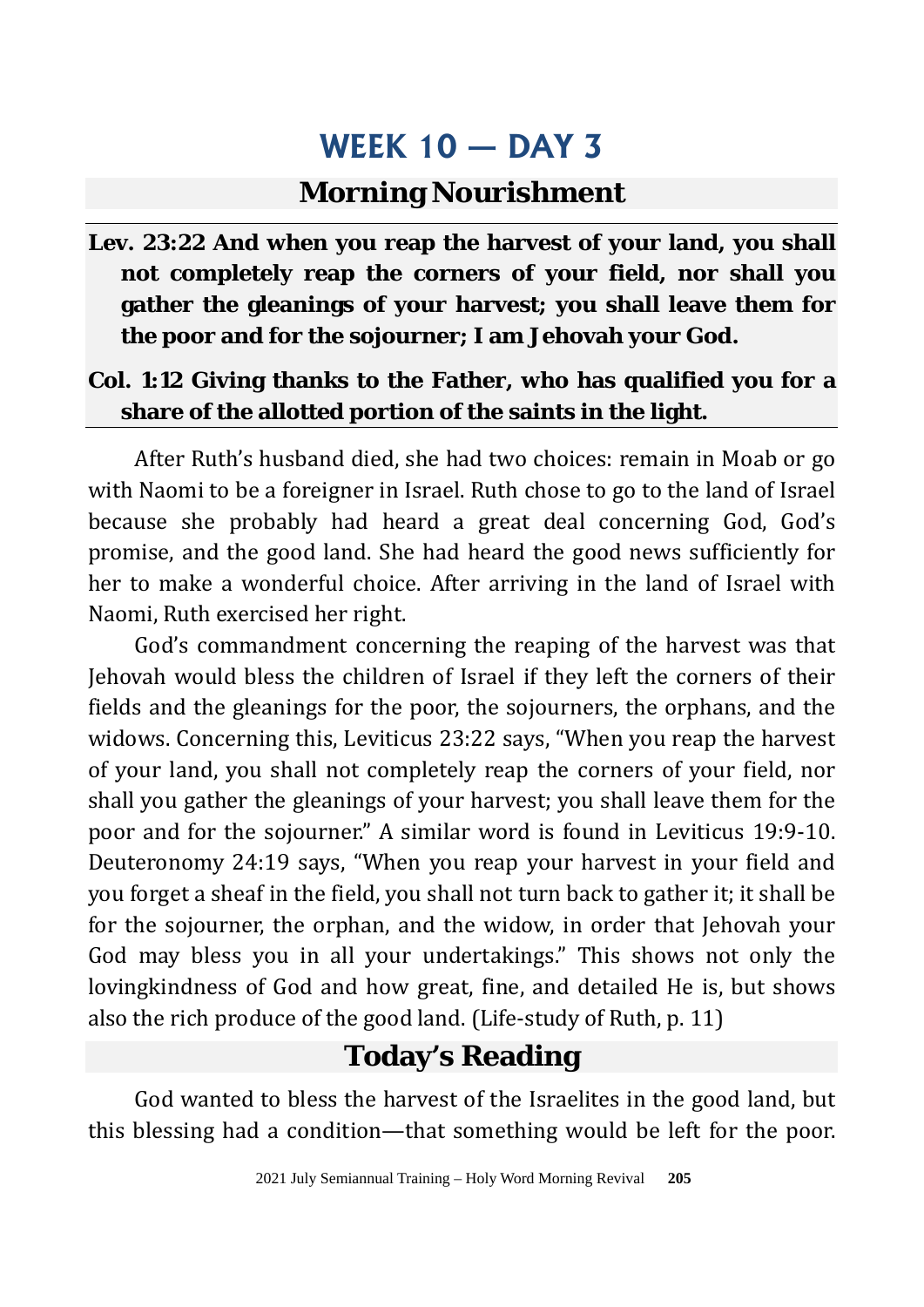# WEEK 10 — DAY 3

## Morning Nourishment

**Lev. 23:22 And when you reap the harvest of your land, you shall not completely reap the corners of your field, nor shall you gather the gleanings of your harvest; you shall leave them for the poor and for the sojourner; I am Jehovah your God.**

**Col. 1:12 Giving thanks to the Father, who has qualified you for a share of the allotted portion of the saints in the light.**

After Ruth's husband died, she had two choices: remain in Moab or go with Naomi to be a foreigner in Israel. Ruth chose to go to the land of Israel because she probably had heard a great deal concerning God, God's promise, and the good land. She had heard the good news sufficiently for her to make a wonderful choice. After arriving in the land of Israel with Naomi, Ruth exercised her right.

God's commandment concerning the reaping of the harvest was that Jehovah would bless the children of Israel if they left the corners of their fields and the gleanings for the poor, the sojourners, the orphans, and the widows. Concerning this, Leviticus 23:22 says, "When you reap the harvest of your land, you shall not completely reap the corners of your field, nor shall you gather the gleanings of your harvest; you shall leave them for the poor and for the sojourner." A similar word is found in Leviticus 19:9-10. Deuteronomy 24:19 says, "When you reap your harvest in your field and you forget a sheaf in the field, you shall not turn back to gather it; it shall be for the sojourner, the orphan, and the widow, in order that Jehovah your God may bless you in all your undertakings." This shows not only the lovingkindness of God and how great, fine, and detailed He is, but shows also the rich produce of the good land. (Life-study of Ruth, p. 11)

## Today's Reading

God wanted to bless the harvest of the Israelites in the good land, but this blessing had a condition—that something would be left for the poor.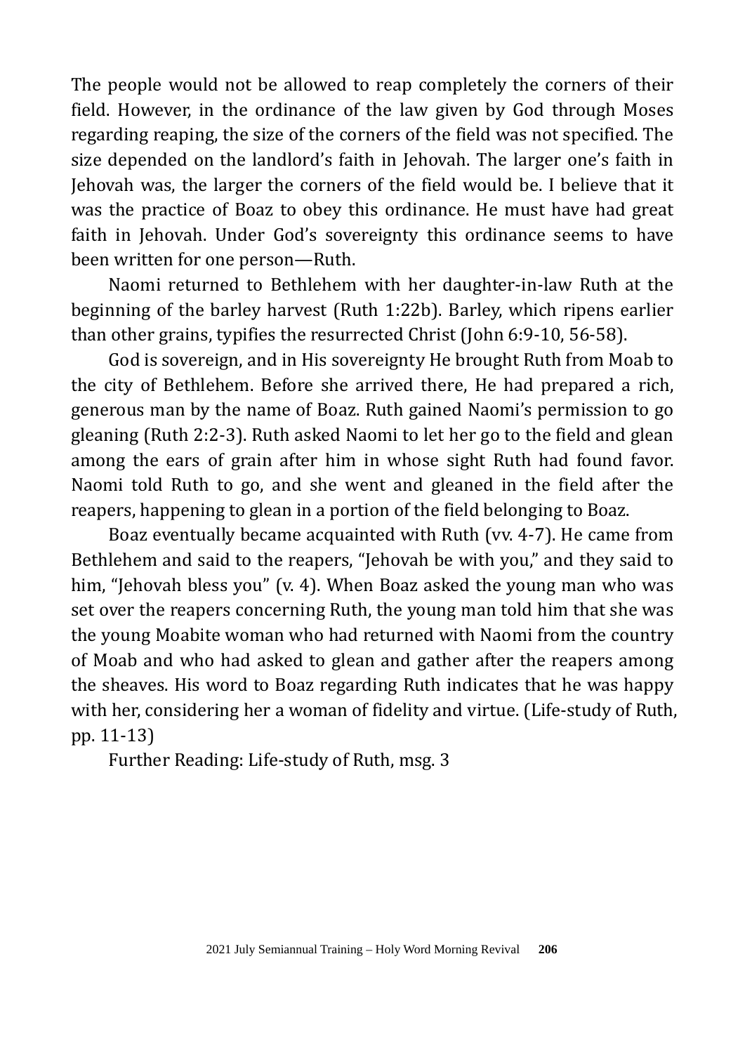The people would not be allowed to reap completely the corners of their field. However, in the ordinance of the law given by God through Moses regarding reaping, the size of the corners of the field was not specified. The size depended on the landlord's faith in Jehovah. The larger one's faith in Jehovah was, the larger the corners of the field would be. I believe that it was the practice of Boaz to obey this ordinance. He must have had great faith in Jehovah. Under God's sovereignty this ordinance seems to have been written for one person—Ruth.

Naomi returned to Bethlehem with her daughter-in-law Ruth at the beginning of the barley harvest (Ruth 1:22b). Barley, which ripens earlier than other grains, typifies the resurrected Christ (John 6:9-10, 56-58).

God is sovereign, and in His sovereignty He brought Ruth from Moab to the city of Bethlehem. Before she arrived there, He had prepared a rich, generous man by the name of Boaz. Ruth gained Naomi's permission to go gleaning (Ruth 2:2-3). Ruth asked Naomi to let her go to the field and glean among the ears of grain after him in whose sight Ruth had found favor. Naomi told Ruth to go, and she went and gleaned in the field after the reapers, happening to glean in a portion of the field belonging to Boaz.

Boaz eventually became acquainted with Ruth (vv. 4-7). He came from Bethlehem and said to the reapers, "Jehovah be with you," and they said to him, "Jehovah bless you" (v. 4). When Boaz asked the young man who was set over the reapers concerning Ruth, the young man told him that she was the young Moabite woman who had returned with Naomi from the country of Moab and who had asked to glean and gather after the reapers among the sheaves. His word to Boaz regarding Ruth indicates that he was happy with her, considering her a woman of fidelity and virtue. (Life-study of Ruth, pp. 11-13)

Further Reading: Life-study of Ruth, msg. 3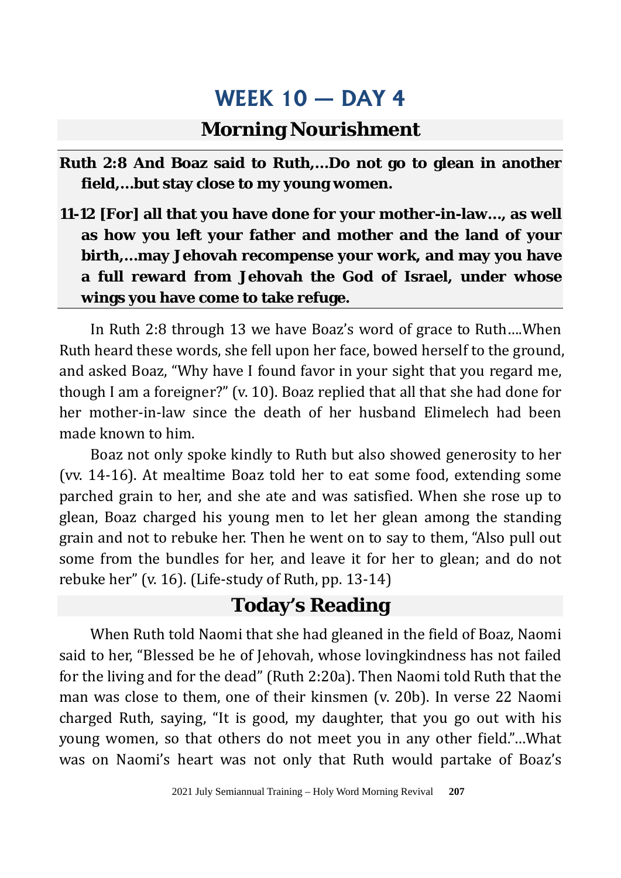# WEEK 10 — DAY 4

## Morning Nourishment

**Ruth 2:8 And Boaz said to Ruth,...Do not go to glean in another field,...but stay close to my young women.**

**11-12 [For] all that you have done for your mother-in-law..., as well as how you left your father and mother and the land of your birth,...may Jehovah recompense your work, and may you have a full reward from Jehovah the God of Israel, under whose wings you have come to take refuge.**

In Ruth 2:8 through 13 we have Boaz's word of grace to Ruth....When Ruth heard these words, she fell upon her face, bowed herself to the ground, and asked Boaz, "Why have I found favor in your sight that you regard me, though I am a foreigner?" (v. 10). Boaz replied that all that she had done for her mother-in-law since the death of her husband Elimelech had been made known to him.

Boaz not only spoke kindly to Ruth but also showed generosity to her (vv. 14-16). At mealtime Boaz told her to eat some food, extending some parched grain to her, and she ate and was satisfied. When she rose up to glean, Boaz charged his young men to let her glean among the standing grain and not to rebuke her. Then he went on to say to them, "Also pull out some from the bundles for her, and leave it for her to glean; and do not rebuke her" (v. 16). (Life-study of Ruth, pp. 13-14)

## Today's Reading

When Ruth told Naomi that she had gleaned in the field of Boaz, Naomi said to her, "Blessed be he of Jehovah, whose lovingkindness has not failed for the living and for the dead" (Ruth 2:20a). Then Naomi told Ruth that the man was close to them, one of their kinsmen (v. 20b). In verse 22 Naomi charged Ruth, saying, "It is good, my daughter, that you go out with his young women, so that others do not meet you in any other field."...What was on Naomi's heart was not only that Ruth would partake of Boaz's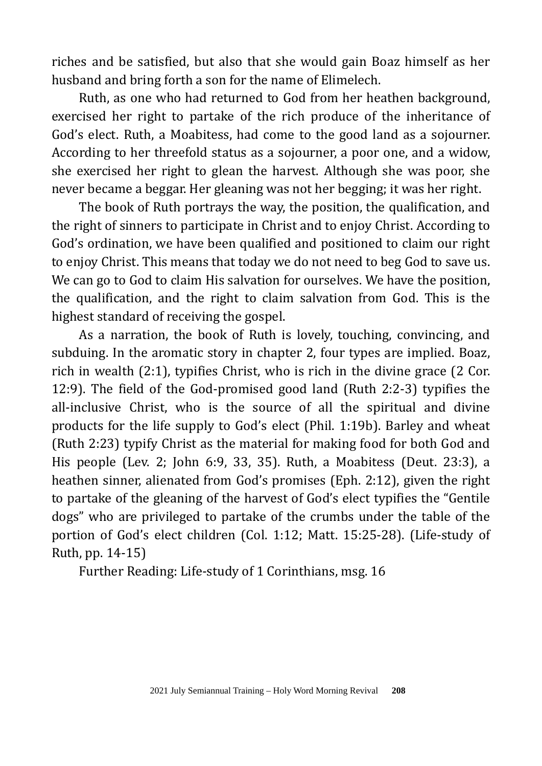riches and be satisfied, but also that she would gain Boaz himself as her husband and bring forth a son for the name of Elimelech.

Ruth, as one who had returned to God from her heathen background, exercised her right to partake of the rich produce of the inheritance of God's elect. Ruth, a Moabitess, had come to the good land as a sojourner. According to her threefold status as a sojourner, a poor one, and a widow, she exercised her right to glean the harvest. Although she was poor, she never became a beggar. Her gleaning was not her begging; it was her right.

The book of Ruth portrays the way, the position, the qualification, and the right of sinners to participate in Christ and to enjoy Christ. According to God's ordination, we have been qualified and positioned to claim our right to enjoy Christ. This means that today we do not need to beg God to save us. We can go to God to claim His salvation for ourselves. We have the position, the qualification, and the right to claim salvation from God. This is the highest standard of receiving the gospel.

As a narration, the book of Ruth is lovely, touching, convincing, and subduing. In the aromatic story in chapter 2, four types are implied. Boaz, rich in wealth (2:1), typifies Christ, who is rich in the divine grace (2 Cor. 12:9). The field of the God-promised good land (Ruth 2:2-3) typifies the all-inclusive Christ, who is the source of all the spiritual and divine products for the life supply to God's elect (Phil. 1:19b). Barley and wheat (Ruth 2:23) typify Christ as the material for making food for both God and His people (Lev. 2; John 6:9, 33, 35). Ruth, a Moabitess (Deut. 23:3), a heathen sinner, alienated from God's promises (Eph. 2:12), given the right to partake of the gleaning of the harvest of God's elect typifies the "Gentile dogs" who are privileged to partake of the crumbs under the table of the portion of God's elect children (Col. 1:12; Matt. 15:25-28). (Life-study of Ruth, pp. 14-15)

Further Reading: Life-study of 1 Corinthians, msg. 16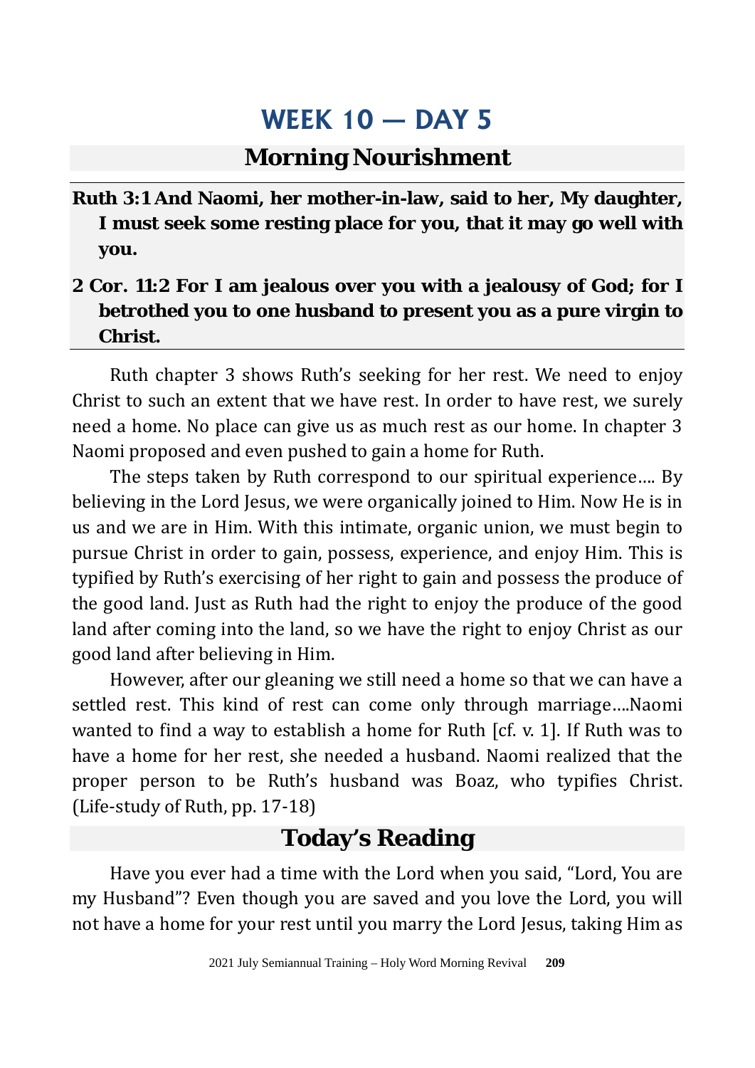# WEEK 10 — DAY 5

## Morning Nourishment

**Ruth 3:1 And Naomi, her mother-in-law, said to her, My daughter, I must seek some resting place for you, that it may go well with you.**

**2 Cor. 11:2 For I am jealous over you with a jealousy of God; for I betrothed you to one husband to present you as a pure virgin to Christ.**

Ruth chapter 3 shows Ruth's seeking for her rest. We need to enjoy Christ to such an extent that we have rest. In order to have rest, we surely need a home. No place can give us as much rest as our home. In chapter 3 Naomi proposed and even pushed to gain a home for Ruth.

The steps taken by Ruth correspond to our spiritual experience.... By believing in the Lord Jesus, we were organically joined to Him. Now He is in us and we are in Him. With this intimate, organic union, we must begin to pursue Christ in order to gain, possess, experience, and enjoy Him. This is typified by Ruth's exercising of her right to gain and possess the produce of the good land. Just as Ruth had the right to enjoy the produce of the good land after coming into the land, so we have the right to enjoy Christ as our good land after believing in Him.

However, after our gleaning we still need a home so that we can have a settled rest. This kind of rest can come only through marriage....Naomi wanted to find a way to establish a home for Ruth [cf. v. 1]. If Ruth was to have a home for her rest, she needed a husband. Naomi realized that the proper person to be Ruth's husband was Boaz, who typifies Christ. (Life-study of Ruth, pp. 17-18)

## Today's Reading

Have you ever had a time with the Lord when you said, "Lord, You are my Husband"? Even though you are saved and you love the Lord, you will not have a home for your rest until you marry the Lord Jesus, taking Him as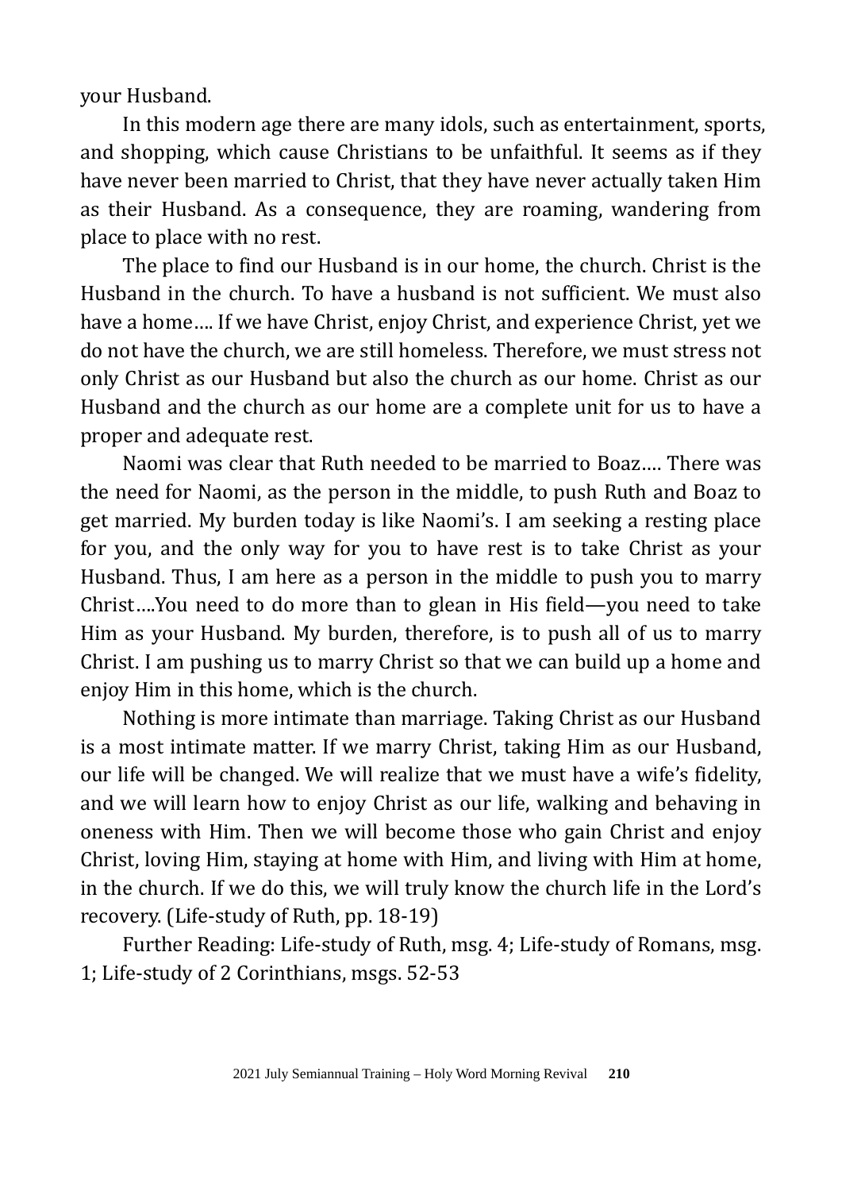your Husband.

In this modern age there are many idols, such as entertainment, sports, and shopping, which cause Christians to be unfaithful. It seems as if they have never been married to Christ, that they have never actually taken Him as their Husband. As a consequence, they are roaming, wandering from place to place with no rest.

The place to find our Husband is in our home, the church. Christ is the Husband in the church. To have a husband is not sufficient. We must also have a home…. If we have Christ, enjoy Christ, and experience Christ, yet we do not have the church, we are still homeless. Therefore, we must stress not only Christ as our Husband but also the church as our home. Christ as our Husband and the church as our home are a complete unit for us to have a proper and adequate rest.

Naomi was clear that Ruth needed to be married to Boaz…. There was the need for Naomi, as the person in the middle, to push Ruth and Boaz to get married. My burden today is like Naomi's. I am seeking a resting place for you, and the only way for you to have rest is to take Christ as your Husband. Thus, I am here as a person in the middle to push you to marry Christ….You need to do more than to glean in His field—you need to take Him as your Husband. My burden, therefore, is to push all of us to marry Christ. I am pushing us to marry Christ so that we can build up a home and enjoy Him in this home, which is the church.

Nothing is more intimate than marriage. Taking Christ as our Husband is a most intimate matter. If we marry Christ, taking Him as our Husband, our life will be changed. We will realize that we must have a wife's fidelity, and we will learn how to enjoy Christ as our life, walking and behaving in oneness with Him. Then we will become those who gain Christ and enjoy Christ, loving Him, staying at home with Him, and living with Him at home, in the church. If we do this, we will truly know the church life in the Lord's recovery. (Life-study of Ruth, pp. 18-19)

Further Reading: Life-study of Ruth, msg. 4; Life-study of Romans, msg. 1; Life-study of 2 Corinthians, msgs. 52-53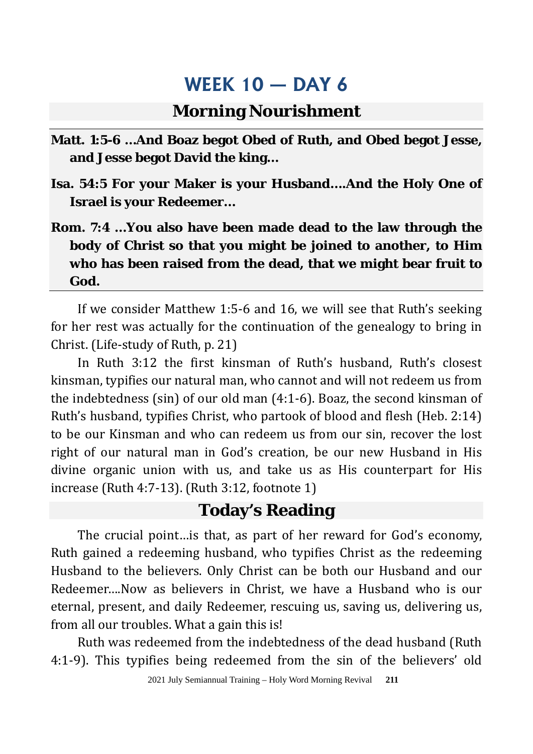# WEEK 10 — DAY 6

## Morning Nourishment

**Matt. 1:5-6 …And Boaz begot Obed of Ruth, and Obed begot Jesse, and Jesse begot David the king…**

**Isa. 54:5 For your Maker is your Husband….And the Holy One of Israel is your Redeemer…**

**Rom. 7:4 …You also have been made dead to the law through the body of Christ so that you might be joined to another, to Him who has been raised from the dead, that we might bear fruit to God.**

If we consider Matthew 1:5-6 and 16, we will see that Ruth's seeking for her rest was actually for the continuation of the genealogy to bring in Christ. (Life-study of Ruth, p. 21)

In Ruth 3:12 the first kinsman of Ruth's husband, Ruth's closest kinsman, typifies our natural man, who cannot and will not redeem us from the indebtedness (sin) of our old man (4:1-6). Boaz, the second kinsman of Ruth's husband, typifies Christ, who partook of blood and flesh (Heb. 2:14) to be our Kinsman and who can redeem us from our sin, recover the lost right of our natural man in God's creation, be our new Husband in His divine organic union with us, and take us as His counterpart for His increase (Ruth 4:7-13). (Ruth 3:12, footnote 1)

## Today's Reading

The crucial point…is that, as part of her reward for God's economy, Ruth gained a redeeming husband, who typifies Christ as the redeeming Husband to the believers. Only Christ can be both our Husband and our Redeemer….Now as believers in Christ, we have a Husband who is our eternal, present, and daily Redeemer, rescuing us, saving us, delivering us, from all our troubles. What a gain this is!

Ruth was redeemed from the indebtedness of the dead husband (Ruth 4:1-9). This typifies being redeemed from the sin of the believers' old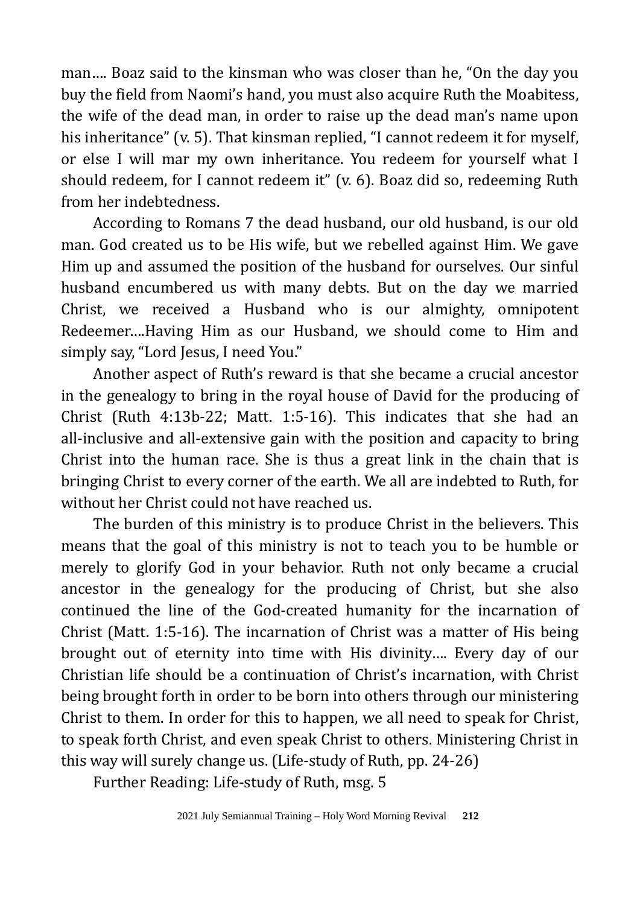man…. Boaz said to the kinsman who was closer than he, "On the day you buy the field from Naomi's hand, you must also acquire Ruth the Moabitess, the wife of the dead man, in order to raise up the dead man's name upon his inheritance" (v. 5). That kinsman replied, "I cannot redeem it for myself, or else I will mar my own inheritance. You redeem for yourself what I should redeem, for I cannot redeem it" (v. 6). Boaz did so, redeeming Ruth from her indebtedness.

According to Romans 7 the dead husband, our old husband, is our old man. God created us to be His wife, but we rebelled against Him. We gave Him up and assumed the position of the husband for ourselves. Our sinful husband encumbered us with many debts. But on the day we married Christ, we received a Husband who is our almighty, omnipotent Redeemer….Having Him as our Husband, we should come to Him and simply say, "Lord Jesus, I need You."

Another aspect of Ruth's reward is that she became a crucial ancestor in the genealogy to bring in the royal house of David for the producing of Christ (Ruth 4:13b-22; Matt. 1:5-16). This indicates that she had an all-inclusive and all-extensive gain with the position and capacity to bring Christ into the human race. She is thus a great link in the chain that is bringing Christ to every corner of the earth. We all are indebted to Ruth, for without her Christ could not have reached us.

The burden of this ministry is to produce Christ in the believers. This means that the goal of this ministry is not to teach you to be humble or merely to glorify God in your behavior. Ruth not only became a crucial ancestor in the genealogy for the producing of Christ, but she also continued the line of the God-created humanity for the incarnation of Christ (Matt. 1:5-16). The incarnation of Christ was a matter of His being brought out of eternity into time with His divinity…. Every day of our Christian life should be a continuation of Christ's incarnation, with Christ being brought forth in order to be born into others through our ministering Christ to them. In order for this to happen, we all need to speak for Christ, to speak forth Christ, and even speak Christ to others. Ministering Christ in this way will surely change us. (Life-study of Ruth, pp. 24-26)

Further Reading: Life-study of Ruth, msg. 5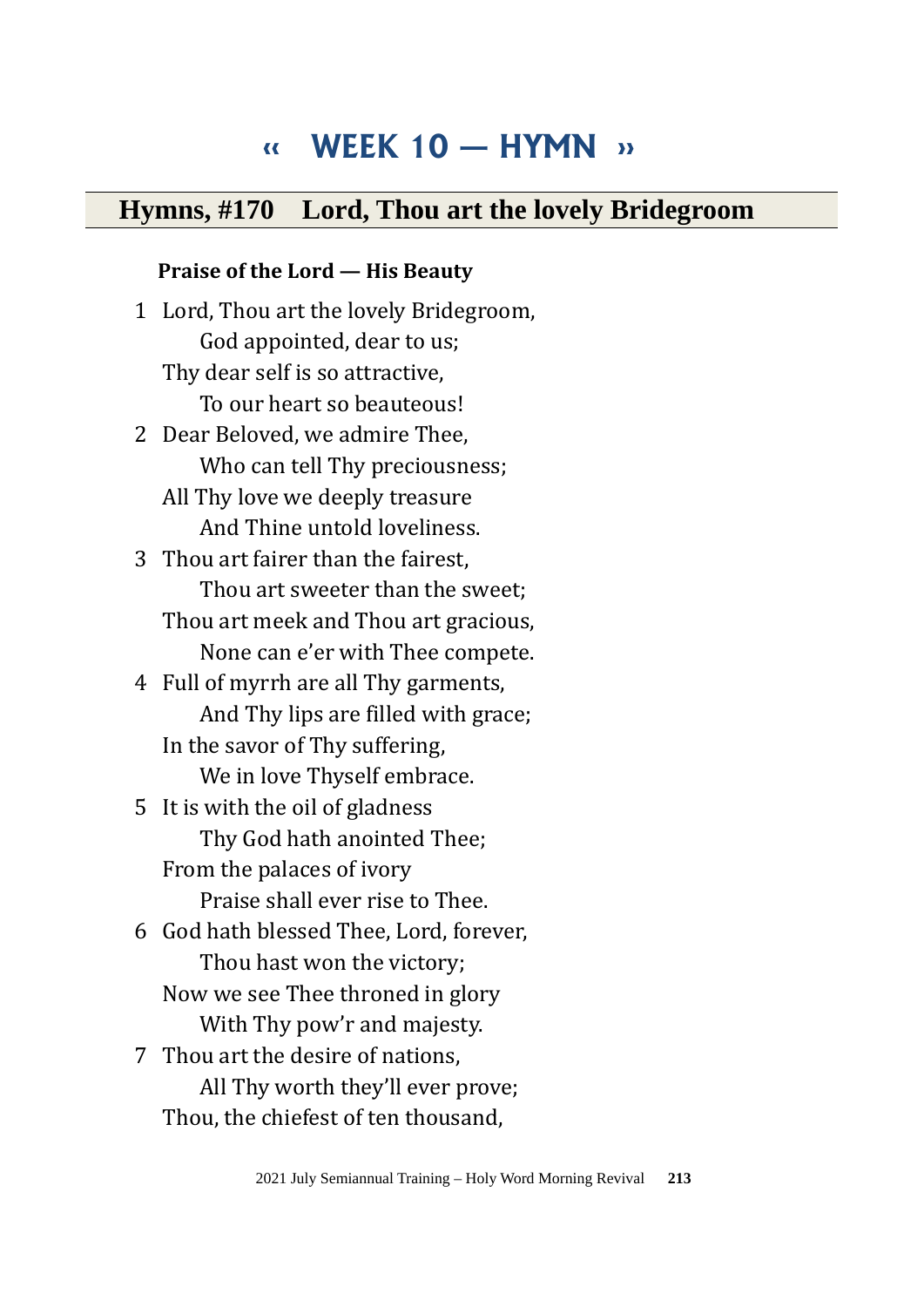# « WEEK 10 — HYMN »

## Hymns, #170 Lord, Thou art the lovely Bridegroom

**Praise of the Lord — His Beauty**

1 Lord, Thou art the lovely Bridegroom,
  God appointed, dear to us;
Thy dear self is so attractive,
  To our heart so beauteous!

2 Dear Beloved, we admire Thee,
  Who can tell Thy preciousness;
All Thy love we deeply treasure
  And Thine untold loveliness.

3 Thou art fairer than the fairest,
  Thou art sweeter than the sweet;
Thou art meek and Thou art gracious,
  None can e'er with Thee compete.

4 Full of myrrh are all Thy garments,
  And Thy lips are filled with grace;
In the savor of Thy suffering,
  We in love Thyself embrace.

5 It is with the oil of gladness
  Thy God hath anointed Thee;
From the palaces of ivory
  Praise shall ever rise to Thee.

6 God hath blessed Thee, Lord, forever,
  Thou hast won the victory;
Now we see Thee throned in glory
  With Thy pow'r and majesty.

7 Thou art the desire of nations,
  All Thy worth they'll ever prove;
Thou, the chiefest of ten thousand,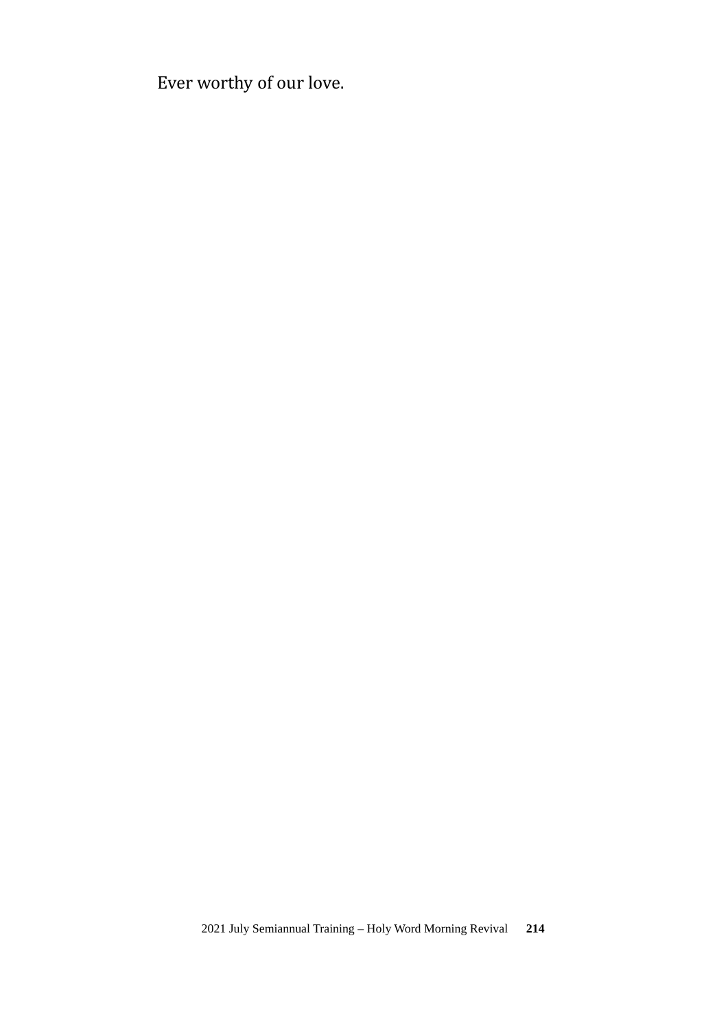Ever worthy of our love.